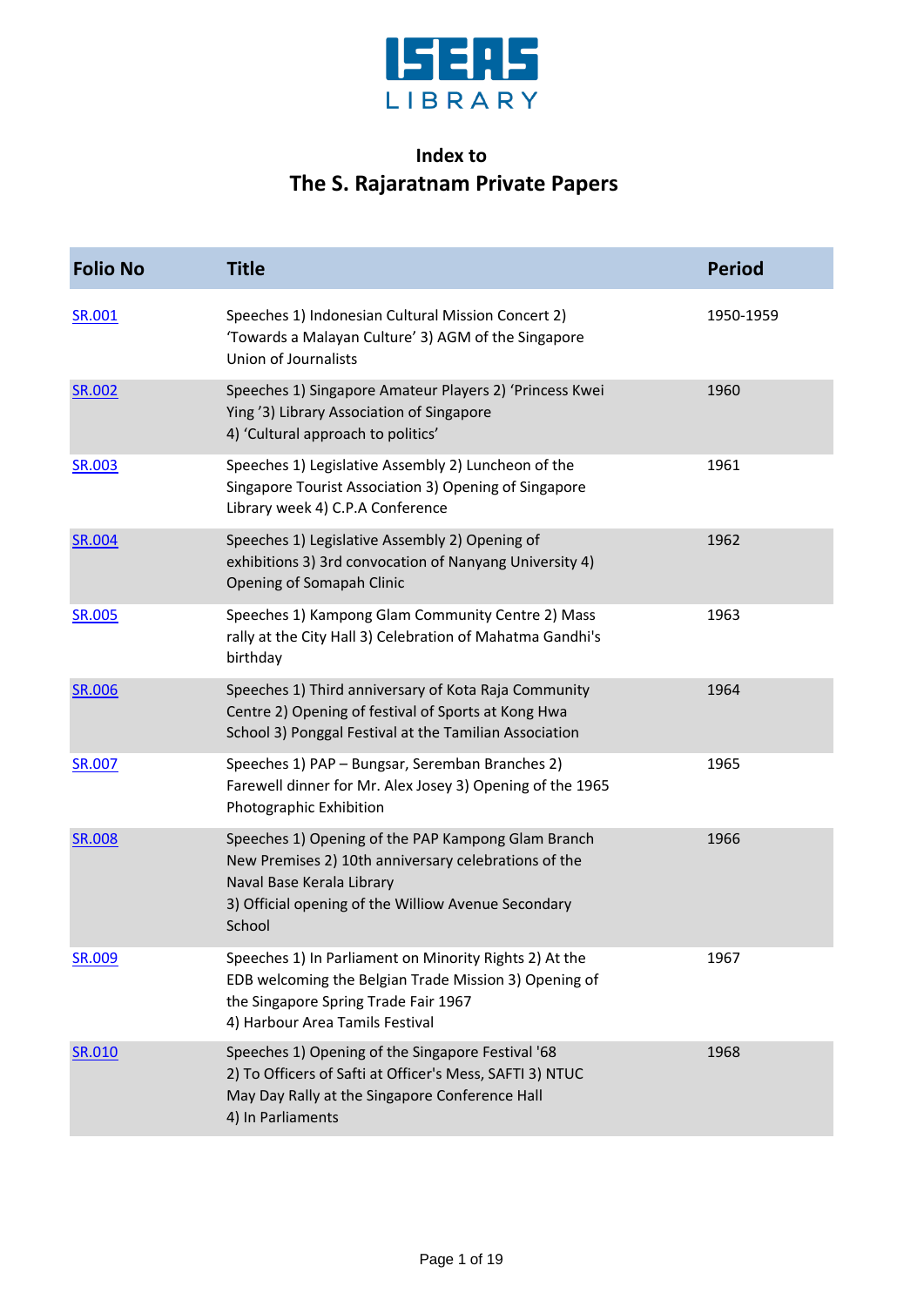ISEAS LIBRARY

## Index to
# The S. Rajaratnam Private Papers

| Folio No | Title | Period |
|---|---|---|
| SR.001 | Speeches 1) Indonesian Cultural Mission Concert 2) 'Towards a Malayan Culture' 3) AGM of the Singapore Union of Journalists | 1950-1959 |
| SR.002 | Speeches 1) Singapore Amateur Players 2) 'Princess Kwei Ying '3) Library Association of Singapore 4) 'Cultural approach to politics' | 1960 |
| SR.003 | Speeches 1) Legislative Assembly 2) Luncheon of the Singapore Tourist Association 3) Opening of Singapore Library week 4) C.P.A Conference | 1961 |
| SR.004 | Speeches 1) Legislative Assembly 2) Opening of exhibitions 3) 3rd convocation of Nanyang University 4) Opening of Somapah Clinic | 1962 |
| SR.005 | Speeches 1) Kampong Glam Community Centre 2) Mass rally at the City Hall 3) Celebration of Mahatma Gandhi's birthday | 1963 |
| SR.006 | Speeches 1) Third anniversary of Kota Raja Community Centre 2) Opening of festival of Sports at Kong Hwa School 3) Ponggal Festival at the Tamilian Association | 1964 |
| SR.007 | Speeches 1) PAP – Bungsar, Seremban Branches 2) Farewell dinner for Mr. Alex Josey 3) Opening of the 1965 Photographic Exhibition | 1965 |
| SR.008 | Speeches 1) Opening of the PAP Kampong Glam Branch New Premises 2) 10th anniversary celebrations of the Naval Base Kerala Library 3) Official opening of the Williow Avenue Secondary School | 1966 |
| SR.009 | Speeches 1) In Parliament on Minority Rights 2) At the EDB welcoming the Belgian Trade Mission 3) Opening of the Singapore Spring Trade Fair 1967 4) Harbour Area Tamils Festival | 1967 |
| SR.010 | Speeches 1) Opening of the Singapore Festival '68 2) To Officers of Safti at Officer's Mess, SAFTI 3) NTUC May Day Rally at the Singapore Conference Hall 4) In Parliaments | 1968 |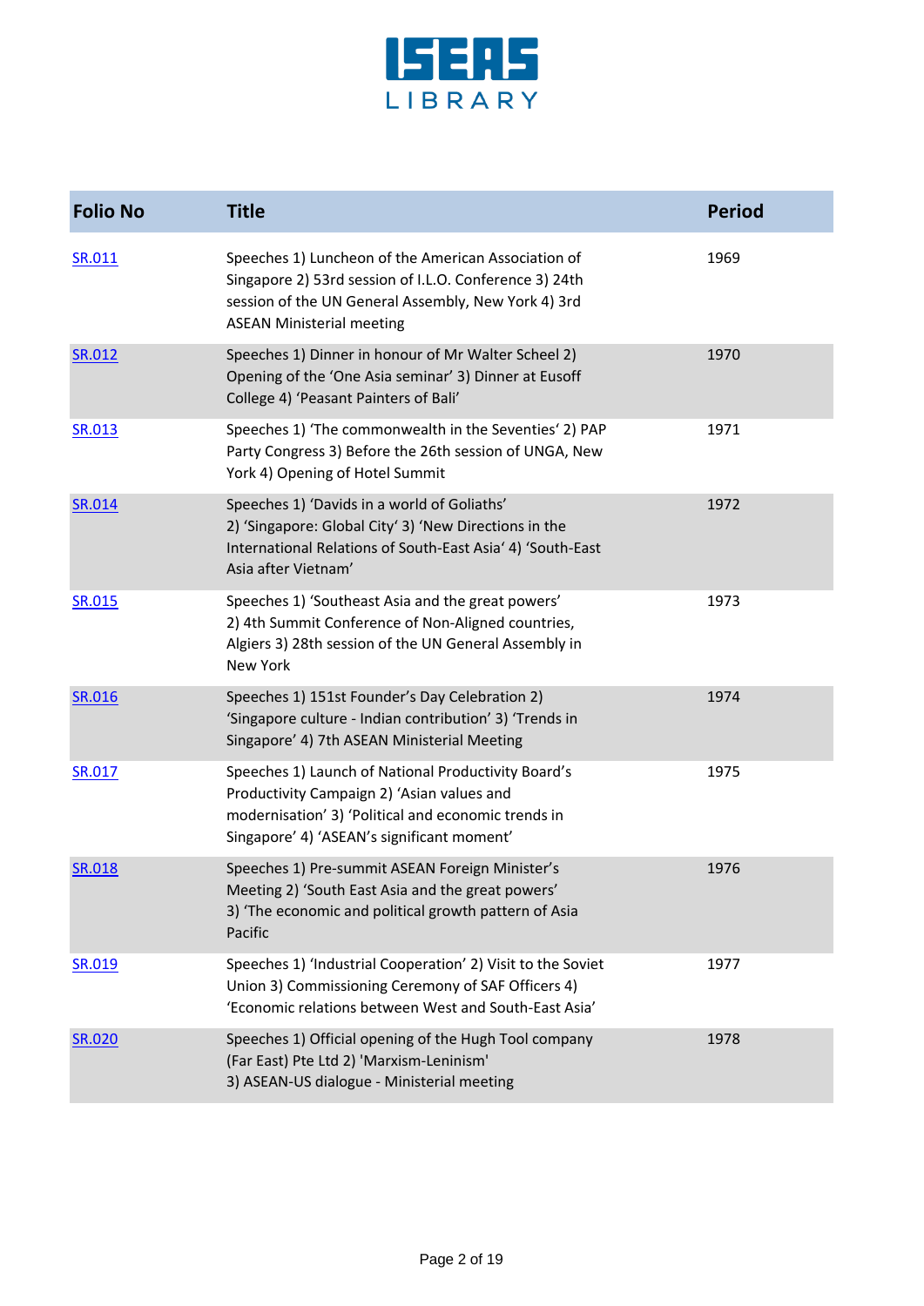| Folio No | Title | Period |
| --- | --- | --- |
| SR.011 | Speeches 1) Luncheon of the American Association of Singapore 2) 53rd session of I.L.O. Conference 3) 24th session of the UN General Assembly, New York 4) 3rd ASEAN Ministerial meeting | 1969 |
| SR.012 | Speeches 1) Dinner in honour of Mr Walter Scheel 2) Opening of the 'One Asia seminar' 3) Dinner at Eusoff College 4) 'Peasant Painters of Bali' | 1970 |
| SR.013 | Speeches 1) 'The commonwealth in the Seventies' 2) PAP Party Congress 3) Before the 26th session of UNGA, New York 4) Opening of Hotel Summit | 1971 |
| SR.014 | Speeches 1) 'Davids in a world of Goliaths' 2) 'Singapore: Global City' 3) 'New Directions in the International Relations of South-East Asia' 4) 'South-East Asia after Vietnam' | 1972 |
| SR.015 | Speeches 1) 'Southeast Asia and the great powers' 2) 4th Summit Conference of Non-Aligned countries, Algiers 3) 28th session of the UN General Assembly in New York | 1973 |
| SR.016 | Speeches 1) 151st Founder's Day Celebration 2) 'Singapore culture - Indian contribution' 3) 'Trends in Singapore' 4) 7th ASEAN Ministerial Meeting | 1974 |
| SR.017 | Speeches 1) Launch of National Productivity Board's Productivity Campaign 2) 'Asian values and modernisation' 3) 'Political and economic trends in Singapore' 4) 'ASEAN's significant moment' | 1975 |
| SR.018 | Speeches 1) Pre-summit ASEAN Foreign Minister's Meeting 2) 'South East Asia and the great powers' 3) 'The economic and political growth pattern of Asia Pacific | 1976 |
| SR.019 | Speeches 1) 'Industrial Cooperation' 2) Visit to the Soviet Union 3) Commissioning Ceremony of SAF Officers 4) 'Economic relations between West and South-East Asia' | 1977 |
| SR.020 | Speeches 1) Official opening of the Hugh Tool company (Far East) Pte Ltd 2) 'Marxism-Leninism' 3) ASEAN-US dialogue - Ministerial meeting | 1978 |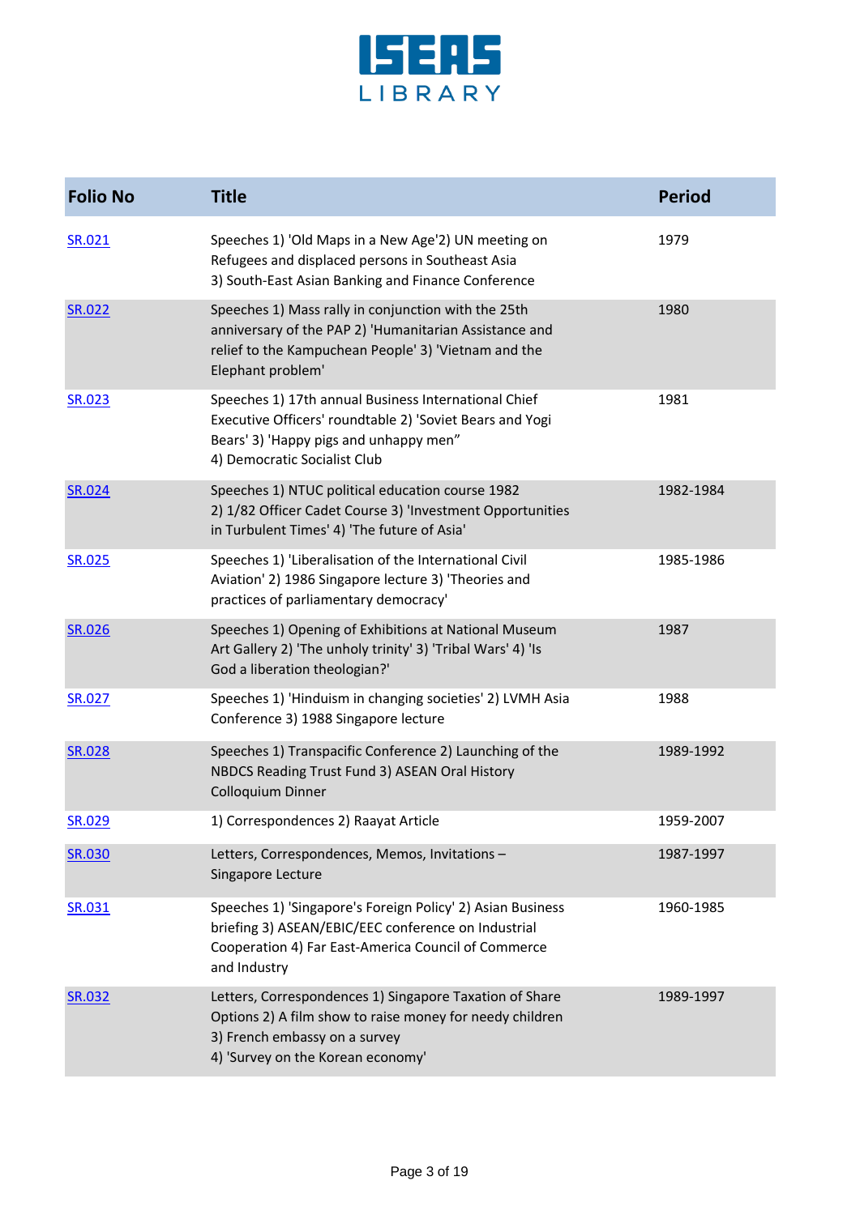| Folio No | Title | Period |
|---|---|---|
| SR.021 | Speeches 1) 'Old Maps in a New Age'2) UN meeting on Refugees and displaced persons in Southeast Asia 3) South-East Asian Banking and Finance Conference | 1979 |
| SR.022 | Speeches 1) Mass rally in conjunction with the 25th anniversary of the PAP 2) 'Humanitarian Assistance and relief to the Kampuchean People' 3) 'Vietnam and the Elephant problem' | 1980 |
| SR.023 | Speeches 1) 17th annual Business International Chief Executive Officers' roundtable 2) 'Soviet Bears and Yogi Bears' 3) 'Happy pigs and unhappy men" 4) Democratic Socialist Club | 1981 |
| SR.024 | Speeches 1) NTUC political education course 1982 2) 1/82 Officer Cadet Course 3) 'Investment Opportunities in Turbulent Times' 4) 'The future of Asia' | 1982-1984 |
| SR.025 | Speeches 1) 'Liberalisation of the International Civil Aviation' 2) 1986 Singapore lecture 3) 'Theories and practices of parliamentary democracy' | 1985-1986 |
| SR.026 | Speeches 1) Opening of Exhibitions at National Museum Art Gallery 2) 'The unholy trinity' 3) 'Tribal Wars' 4) 'Is God a liberation theologian?' | 1987 |
| SR.027 | Speeches 1) 'Hinduism in changing societies' 2) LVMH Asia Conference 3) 1988 Singapore lecture | 1988 |
| SR.028 | Speeches 1) Transpacific Conference 2) Launching of the NBDCS Reading Trust Fund 3) ASEAN Oral History Colloquium Dinner | 1989-1992 |
| SR.029 | 1) Correspondences 2) Raayat Article | 1959-2007 |
| SR.030 | Letters, Correspondences, Memos, Invitations – Singapore Lecture | 1987-1997 |
| SR.031 | Speeches 1) 'Singapore's Foreign Policy' 2) Asian Business briefing 3) ASEAN/EBIC/EEC conference on Industrial Cooperation 4) Far East-America Council of Commerce and Industry | 1960-1985 |
| SR.032 | Letters, Correspondences 1) Singapore Taxation of Share Options 2) A film show to raise money for needy children 3) French embassy on a survey 4) 'Survey on the Korean economy' | 1989-1997 |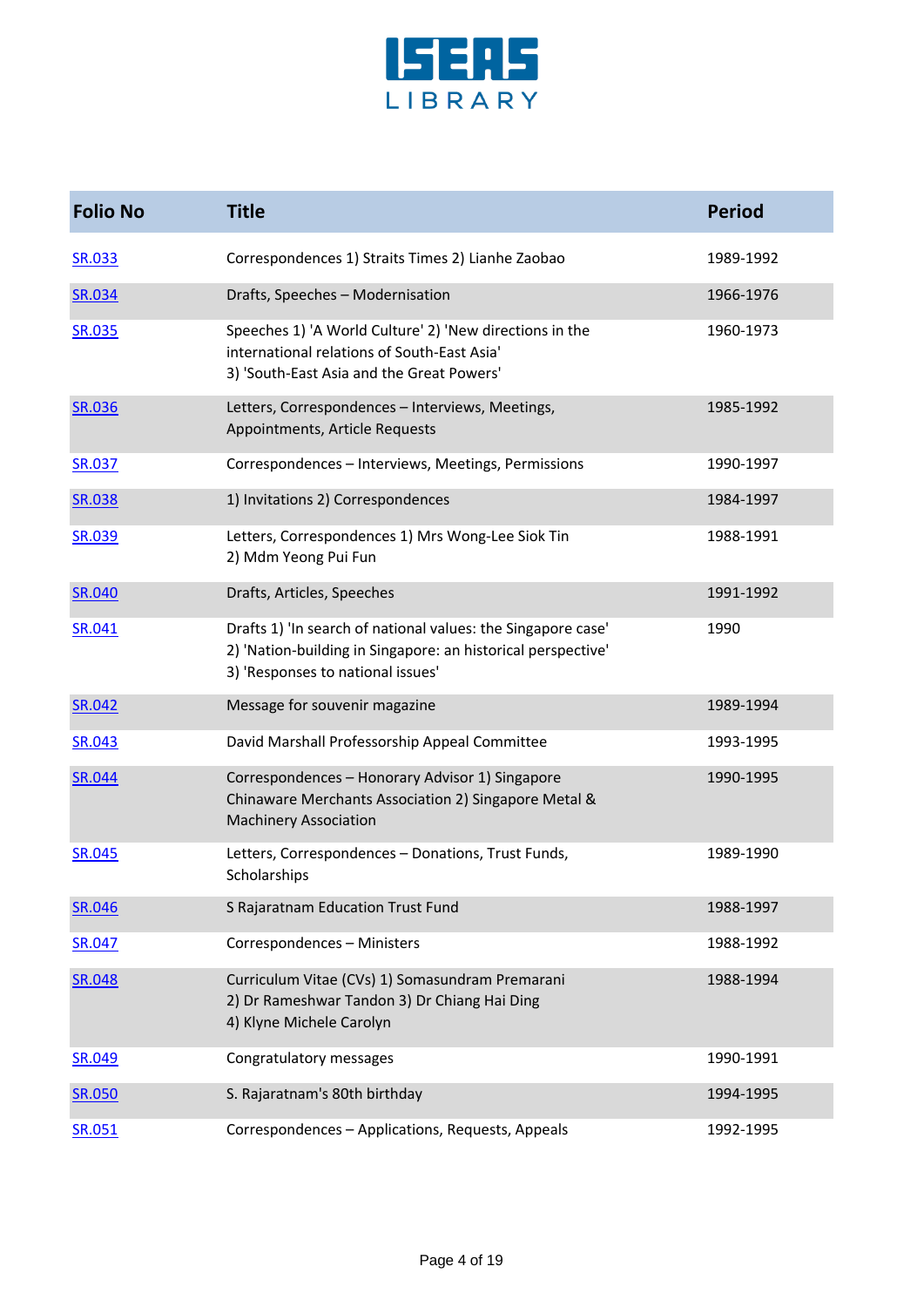| Folio No | Title | Period |
|---|---|---|
| SR.033 | Correspondences 1) Straits Times 2) Lianhe Zaobao | 1989-1992 |
| SR.034 | Drafts, Speeches – Modernisation | 1966-1976 |
| SR.035 | Speeches 1) 'A World Culture' 2) 'New directions in the international relations of South-East Asia' 3) 'South-East Asia and the Great Powers' | 1960-1973 |
| SR.036 | Letters, Correspondences – Interviews, Meetings, Appointments, Article Requests | 1985-1992 |
| SR.037 | Correspondences – Interviews, Meetings, Permissions | 1990-1997 |
| SR.038 | 1) Invitations 2) Correspondences | 1984-1997 |
| SR.039 | Letters, Correspondences 1) Mrs Wong-Lee Siok Tin 2) Mdm Yeong Pui Fun | 1988-1991 |
| SR.040 | Drafts, Articles, Speeches | 1991-1992 |
| SR.041 | Drafts 1) 'In search of national values: the Singapore case' 2) 'Nation-building in Singapore: an historical perspective' 3) 'Responses to national issues' | 1990 |
| SR.042 | Message for souvenir magazine | 1989-1994 |
| SR.043 | David Marshall Professorship Appeal Committee | 1993-1995 |
| SR.044 | Correspondences – Honorary Advisor 1) Singapore Chinaware Merchants Association 2) Singapore Metal & Machinery Association | 1990-1995 |
| SR.045 | Letters, Correspondences – Donations, Trust Funds, Scholarships | 1989-1990 |
| SR.046 | S Rajaratnam Education Trust Fund | 1988-1997 |
| SR.047 | Correspondences – Ministers | 1988-1992 |
| SR.048 | Curriculum Vitae (CVs) 1) Somasundram Premarani 2) Dr Rameshwar Tandon 3) Dr Chiang Hai Ding 4) Klyne Michele Carolyn | 1988-1994 |
| SR.049 | Congratulatory messages | 1990-1991 |
| SR.050 | S. Rajaratnam's 80th birthday | 1994-1995 |
| SR.051 | Correspondences – Applications, Requests, Appeals | 1992-1995 |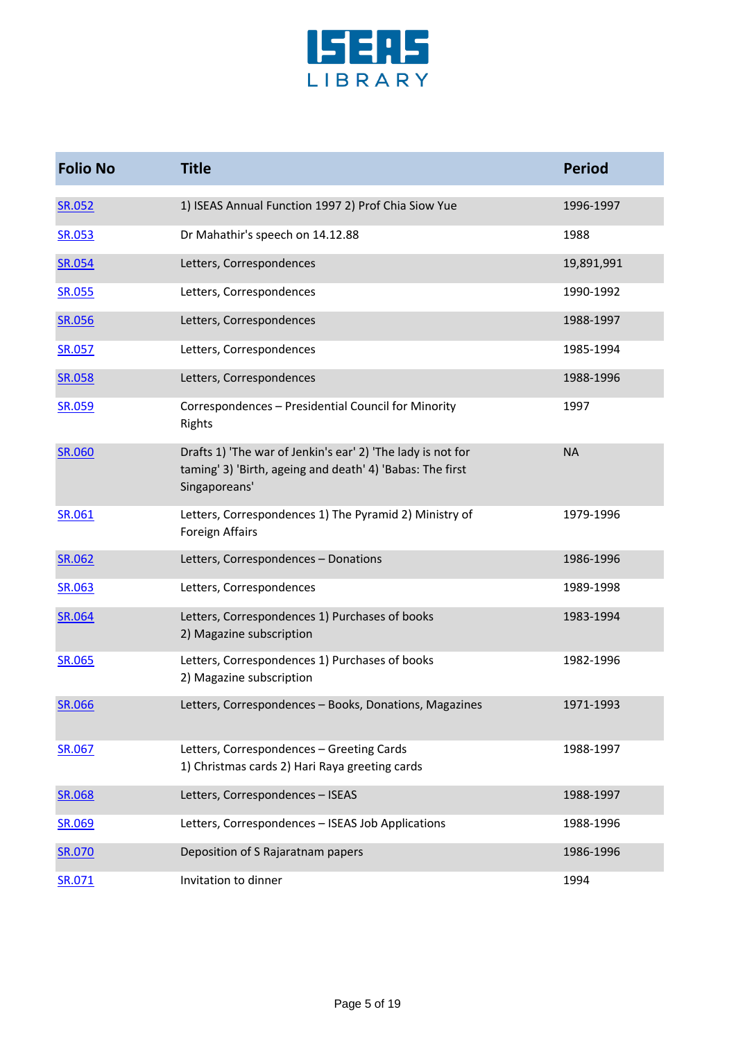| Folio No | Title | Period |
|---|---|---|
| SR.052 | 1) ISEAS Annual Function 1997 2) Prof Chia Siow Yue | 1996-1997 |
| SR.053 | Dr Mahathir's speech on 14.12.88 | 1988 |
| SR.054 | Letters, Correspondences | 19,891,991 |
| SR.055 | Letters, Correspondences | 1990-1992 |
| SR.056 | Letters, Correspondences | 1988-1997 |
| SR.057 | Letters, Correspondences | 1985-1994 |
| SR.058 | Letters, Correspondences | 1988-1996 |
| SR.059 | Correspondences – Presidential Council for Minority Rights | 1997 |
| SR.060 | Drafts 1) 'The war of Jenkin's ear' 2) 'The lady is not for taming' 3) 'Birth, ageing and death' 4) 'Babas: The first Singaporeans' | NA |
| SR.061 | Letters, Correspondences 1) The Pyramid 2) Ministry of Foreign Affairs | 1979-1996 |
| SR.062 | Letters, Correspondences – Donations | 1986-1996 |
| SR.063 | Letters, Correspondences | 1989-1998 |
| SR.064 | Letters, Correspondences 1) Purchases of books 2) Magazine subscription | 1983-1994 |
| SR.065 | Letters, Correspondences 1) Purchases of books 2) Magazine subscription | 1982-1996 |
| SR.066 | Letters, Correspondences – Books, Donations, Magazines | 1971-1993 |
| SR.067 | Letters, Correspondences – Greeting Cards 1) Christmas cards 2) Hari Raya greeting cards | 1988-1997 |
| SR.068 | Letters, Correspondences – ISEAS | 1988-1997 |
| SR.069 | Letters, Correspondences – ISEAS Job Applications | 1988-1996 |
| SR.070 | Deposition of S Rajaratnam papers | 1986-1996 |
| SR.071 | Invitation to dinner | 1994 |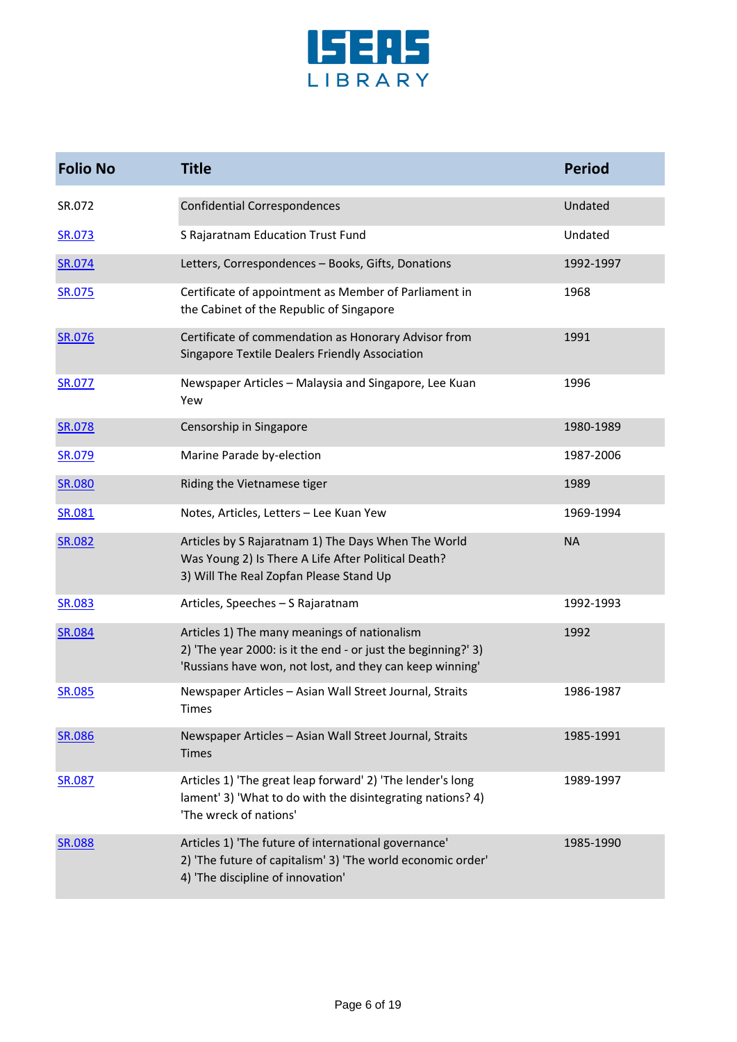| Folio No | Title | Period |
|---|---|---|
| SR.072 | Confidential Correspondences | Undated |
| SR.073 | S Rajaratnam Education Trust Fund | Undated |
| SR.074 | Letters, Correspondences – Books, Gifts, Donations | 1992-1997 |
| SR.075 | Certificate of appointment as Member of Parliament in the Cabinet of the Republic of Singapore | 1968 |
| SR.076 | Certificate of commendation as Honorary Advisor from Singapore Textile Dealers Friendly Association | 1991 |
| SR.077 | Newspaper Articles – Malaysia and Singapore, Lee Kuan Yew | 1996 |
| SR.078 | Censorship in Singapore | 1980-1989 |
| SR.079 | Marine Parade by-election | 1987-2006 |
| SR.080 | Riding the Vietnamese tiger | 1989 |
| SR.081 | Notes, Articles, Letters – Lee Kuan Yew | 1969-1994 |
| SR.082 | Articles by S Rajaratnam 1) The Days When The World Was Young 2) Is There A Life After Political Death? 3) Will The Real Zopfan Please Stand Up | NA |
| SR.083 | Articles, Speeches – S Rajaratnam | 1992-1993 |
| SR.084 | Articles 1) The many meanings of nationalism 2) 'The year 2000: is it the end - or just the beginning?' 3) 'Russians have won, not lost, and they can keep winning' | 1992 |
| SR.085 | Newspaper Articles – Asian Wall Street Journal, Straits Times | 1986-1987 |
| SR.086 | Newspaper Articles – Asian Wall Street Journal, Straits Times | 1985-1991 |
| SR.087 | Articles 1) 'The great leap forward' 2) 'The lender's long lament' 3) 'What to do with the disintegrating nations? 4) 'The wreck of nations' | 1989-1997 |
| SR.088 | Articles 1) 'The future of international governance' 2) 'The future of capitalism' 3) 'The world economic order' 4) 'The discipline of innovation' | 1985-1990 |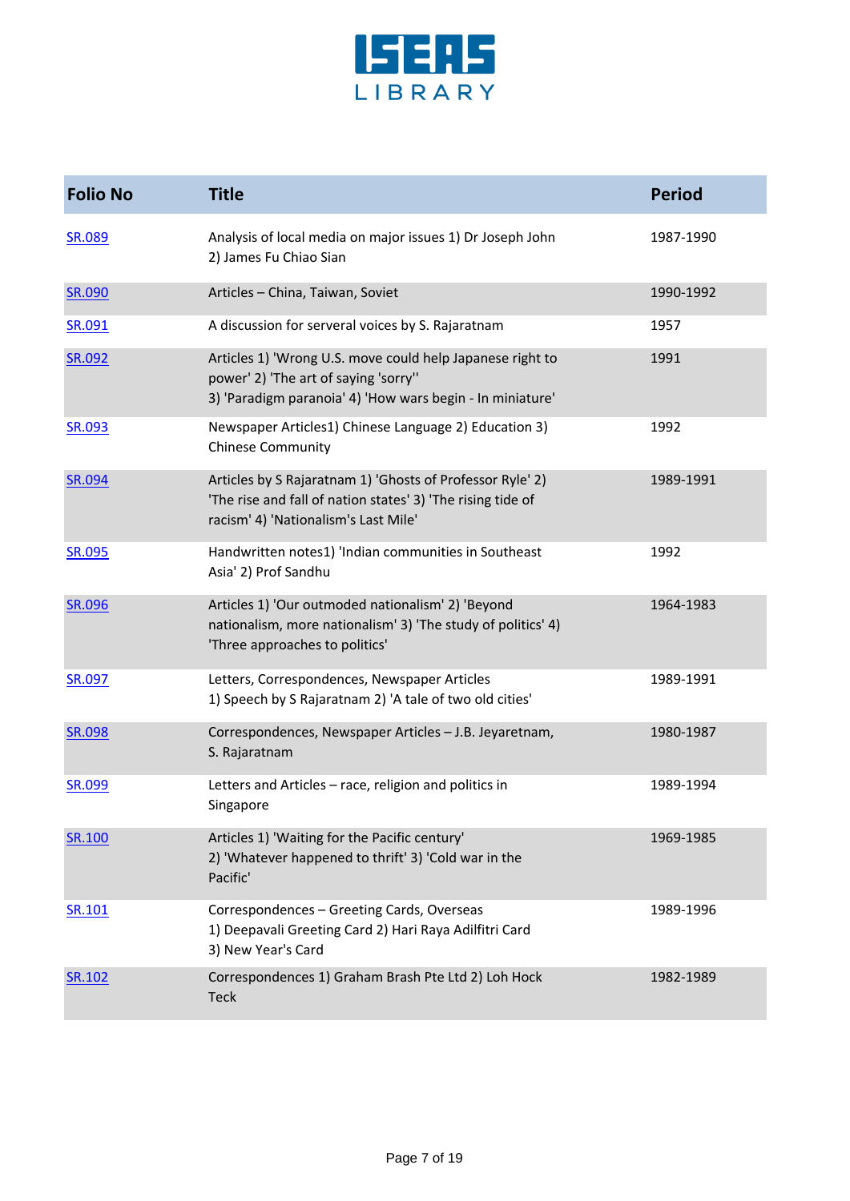ISEAS LIBRARY

| Folio No | Title | Period |
|---|---|---|
| SR.089 | Analysis of local media on major issues 1) Dr Joseph John 2) James Fu Chiao Sian | 1987-1990 |
| SR.090 | Articles – China, Taiwan, Soviet | 1990-1992 |
| SR.091 | A discussion for serveral voices by S. Rajaratnam | 1957 |
| SR.092 | Articles 1) 'Wrong U.S. move could help Japanese right to power' 2) 'The art of saying 'sorry'' 3) 'Paradigm paranoia' 4) 'How wars begin - In miniature' | 1991 |
| SR.093 | Newspaper Articles1) Chinese Language 2) Education 3) Chinese Community | 1992 |
| SR.094 | Articles by S Rajaratnam 1) 'Ghosts of Professor Ryle' 2) 'The rise and fall of nation states' 3) 'The rising tide of racism' 4) 'Nationalism's Last Mile' | 1989-1991 |
| SR.095 | Handwritten notes1) 'Indian communities in Southeast Asia' 2) Prof Sandhu | 1992 |
| SR.096 | Articles 1) 'Our outmoded nationalism' 2) 'Beyond nationalism, more nationalism' 3) 'The study of politics' 4) 'Three approaches to politics' | 1964-1983 |
| SR.097 | Letters, Correspondences, Newspaper Articles 1) Speech by S Rajaratnam 2) 'A tale of two old cities' | 1989-1991 |
| SR.098 | Correspondences, Newspaper Articles – J.B. Jeyaretnam, S. Rajaratnam | 1980-1987 |
| SR.099 | Letters and Articles – race, religion and politics in Singapore | 1989-1994 |
| SR.100 | Articles 1) 'Waiting for the Pacific century' 2) 'Whatever happened to thrift' 3) 'Cold war in the Pacific' | 1969-1985 |
| SR.101 | Correspondences – Greeting Cards, Overseas 1) Deepavali Greeting Card 2) Hari Raya Adilfitri Card 3) New Year's Card | 1989-1996 |
| SR.102 | Correspondences 1) Graham Brash Pte Ltd 2) Loh Hock Teck | 1982-1989 |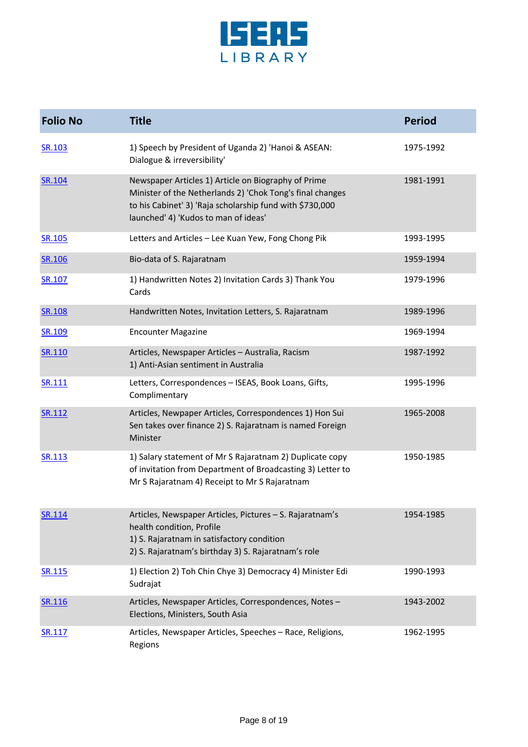| Folio No | Title | Period |
|---|---|---|
| SR.103 | 1) Speech by President of Uganda 2) 'Hanoi & ASEAN: Dialogue & irreversibility' | 1975-1992 |
| SR.104 | Newspaper Articles 1) Article on Biography of Prime Minister of the Netherlands 2) 'Chok Tong's final changes to his Cabinet' 3) 'Raja scholarship fund with $730,000 launched' 4) 'Kudos to man of ideas' | 1981-1991 |
| SR.105 | Letters and Articles – Lee Kuan Yew, Fong Chong Pik | 1993-1995 |
| SR.106 | Bio-data of S. Rajaratnam | 1959-1994 |
| SR.107 | 1) Handwritten Notes 2) Invitation Cards 3) Thank You Cards | 1979-1996 |
| SR.108 | Handwritten Notes, Invitation Letters, S. Rajaratnam | 1989-1996 |
| SR.109 | Encounter Magazine | 1969-1994 |
| SR.110 | Articles, Newspaper Articles – Australia, Racism<br>1) Anti-Asian sentiment in Australia | 1987-1992 |
| SR.111 | Letters, Correspondences – ISEAS, Book Loans, Gifts, Complimentary | 1995-1996 |
| SR.112 | Articles, Newpaper Articles, Correspondences 1) Hon Sui Sen takes over finance 2) S. Rajaratnam is named Foreign Minister | 1965-2008 |
| SR.113 | 1) Salary statement of Mr S Rajaratnam 2) Duplicate copy of invitation from Department of Broadcasting 3) Letter to Mr S Rajaratnam 4) Receipt to Mr S Rajaratnam | 1950-1985 |
| SR.114 | Articles, Newspaper Articles, Pictures – S. Rajaratnam's health condition, Profile<br>1) S. Rajaratnam in satisfactory condition<br>2) S. Rajaratnam's birthday 3) S. Rajaratnam's role | 1954-1985 |
| SR.115 | 1) Election 2) Toh Chin Chye 3) Democracy 4) Minister Edi Sudrajat | 1990-1993 |
| SR.116 | Articles, Newspaper Articles, Correspondences, Notes – Elections, Ministers, South Asia | 1943-2002 |
| SR.117 | Articles, Newspaper Articles, Speeches – Race, Religions, Regions | 1962-1995 |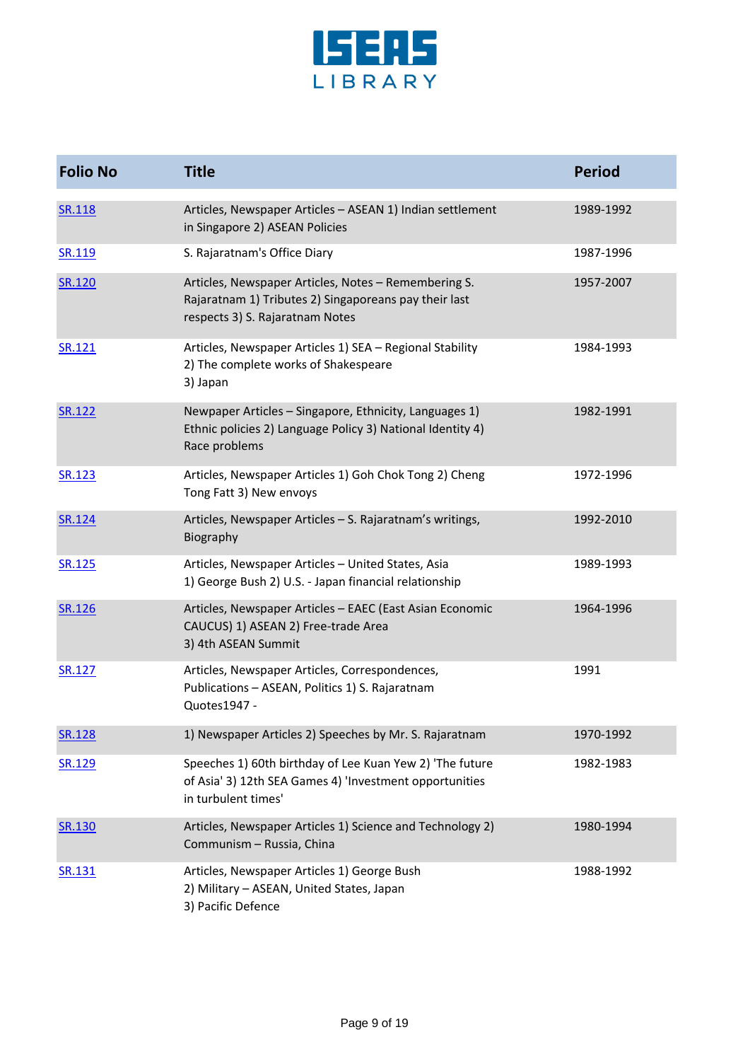| Folio No | Title | Period |
|---|---|---|
| SR.118 | Articles, Newspaper Articles – ASEAN 1) Indian settlement in Singapore 2) ASEAN Policies | 1989-1992 |
| SR.119 | S. Rajaratnam's Office Diary | 1987-1996 |
| SR.120 | Articles, Newspaper Articles, Notes – Remembering S. Rajaratnam 1) Tributes 2) Singaporeans pay their last respects 3) S. Rajaratnam Notes | 1957-2007 |
| SR.121 | Articles, Newspaper Articles 1) SEA – Regional Stability 2) The complete works of Shakespeare 3) Japan | 1984-1993 |
| SR.122 | Newpaper Articles – Singapore, Ethnicity, Languages 1) Ethnic policies 2) Language Policy 3) National Identity 4) Race problems | 1982-1991 |
| SR.123 | Articles, Newspaper Articles 1) Goh Chok Tong 2) Cheng Tong Fatt 3) New envoys | 1972-1996 |
| SR.124 | Articles, Newspaper Articles – S. Rajaratnam's writings, Biography | 1992-2010 |
| SR.125 | Articles, Newspaper Articles – United States, Asia 1) George Bush 2) U.S. - Japan financial relationship | 1989-1993 |
| SR.126 | Articles, Newspaper Articles – EAEC (East Asian Economic CAUCUS) 1) ASEAN 2) Free-trade Area 3) 4th ASEAN Summit | 1964-1996 |
| SR.127 | Articles, Newspaper Articles, Correspondences, Publications – ASEAN, Politics 1) S. Rajaratnam Quotes1947 - | 1991 |
| SR.128 | 1) Newspaper Articles 2) Speeches by Mr. S. Rajaratnam | 1970-1992 |
| SR.129 | Speeches 1) 60th birthday of Lee Kuan Yew 2) 'The future of Asia' 3) 12th SEA Games 4) 'Investment opportunities in turbulent times' | 1982-1983 |
| SR.130 | Articles, Newspaper Articles 1) Science and Technology 2) Communism – Russia, China | 1980-1994 |
| SR.131 | Articles, Newspaper Articles 1) George Bush 2) Military – ASEAN, United States, Japan 3) Pacific Defence | 1988-1992 |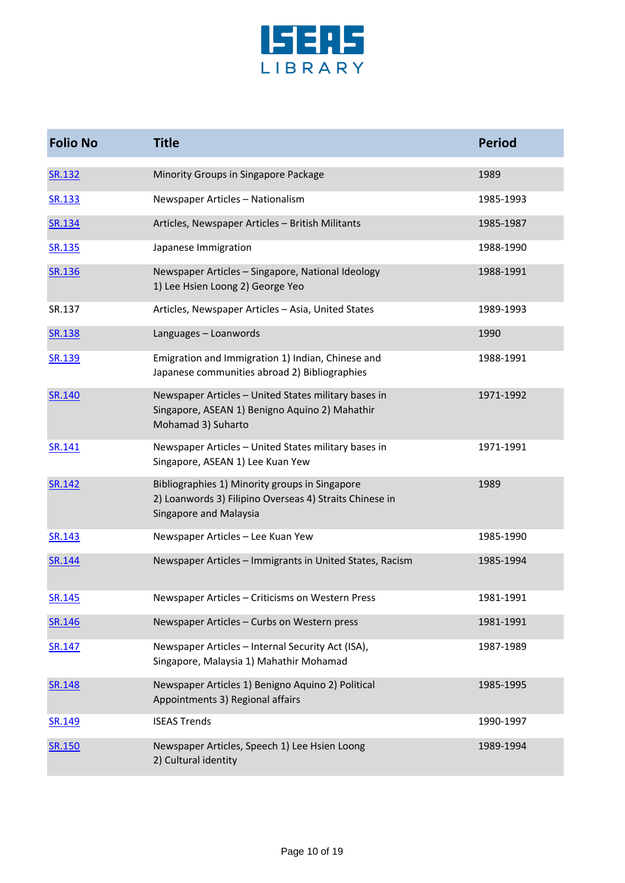| Folio No | Title | Period |
|---|---|---|
| SR.132 | Minority Groups in Singapore Package | 1989 |
| SR.133 | Newspaper Articles – Nationalism | 1985-1993 |
| SR.134 | Articles, Newspaper Articles – British Militants | 1985-1987 |
| SR.135 | Japanese Immigration | 1988-1990 |
| SR.136 | Newspaper Articles – Singapore, National Ideology 1) Lee Hsien Loong 2) George Yeo | 1988-1991 |
| SR.137 | Articles, Newspaper Articles – Asia, United States | 1989-1993 |
| SR.138 | Languages – Loanwords | 1990 |
| SR.139 | Emigration and Immigration 1) Indian, Chinese and Japanese communities abroad 2) Bibliographies | 1988-1991 |
| SR.140 | Newspaper Articles – United States military bases in Singapore, ASEAN 1) Benigno Aquino 2) Mahathir Mohamad 3) Suharto | 1971-1992 |
| SR.141 | Newspaper Articles – United States military bases in Singapore, ASEAN 1) Lee Kuan Yew | 1971-1991 |
| SR.142 | Bibliographies 1) Minority groups in Singapore 2) Loanwords 3) Filipino Overseas 4) Straits Chinese in Singapore and Malaysia | 1989 |
| SR.143 | Newspaper Articles – Lee Kuan Yew | 1985-1990 |
| SR.144 | Newspaper Articles – Immigrants in United States, Racism | 1985-1994 |
| SR.145 | Newspaper Articles – Criticisms on Western Press | 1981-1991 |
| SR.146 | Newspaper Articles – Curbs on Western press | 1981-1991 |
| SR.147 | Newspaper Articles – Internal Security Act (ISA), Singapore, Malaysia 1) Mahathir Mohamad | 1987-1989 |
| SR.148 | Newspaper Articles 1) Benigno Aquino 2) Political Appointments 3) Regional affairs | 1985-1995 |
| SR.149 | ISEAS Trends | 1990-1997 |
| SR.150 | Newspaper Articles, Speech 1) Lee Hsien Loong 2) Cultural identity | 1989-1994 |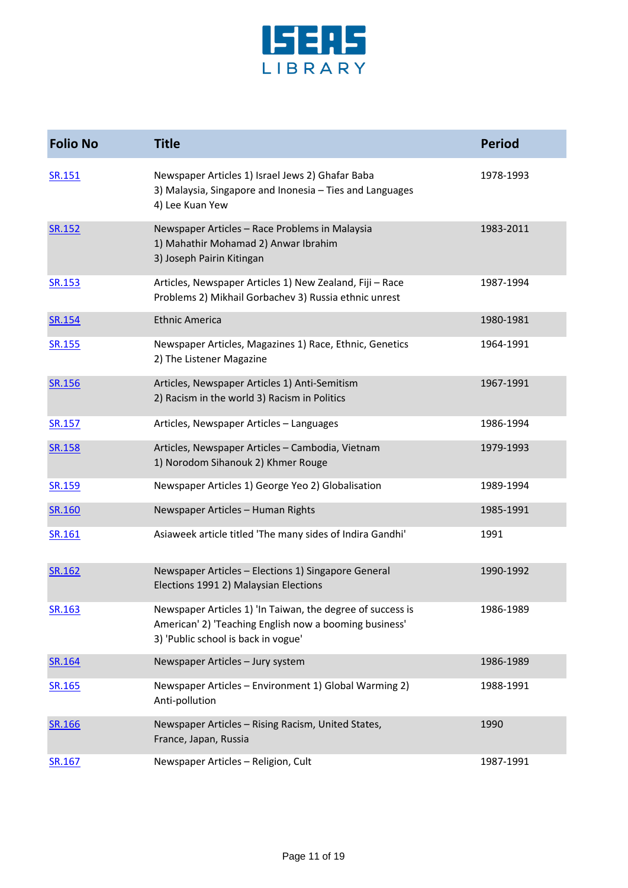| Folio No | Title | Period |
|---|---|---|
| SR.151 | Newspaper Articles 1) Israel Jews 2) Ghafar Baba 3) Malaysia, Singapore and Inonesia – Ties and Languages 4) Lee Kuan Yew | 1978-1993 |
| SR.152 | Newspaper Articles – Race Problems in Malaysia 1) Mahathir Mohamad 2) Anwar Ibrahim 3) Joseph Pairin Kitingan | 1983-2011 |
| SR.153 | Articles, Newspaper Articles 1) New Zealand, Fiji – Race Problems 2) Mikhail Gorbachev 3) Russia ethnic unrest | 1987-1994 |
| SR.154 | Ethnic America | 1980-1981 |
| SR.155 | Newspaper Articles, Magazines 1) Race, Ethnic, Genetics 2) The Listener Magazine | 1964-1991 |
| SR.156 | Articles, Newspaper Articles 1) Anti-Semitism 2) Racism in the world 3) Racism in Politics | 1967-1991 |
| SR.157 | Articles, Newspaper Articles – Languages | 1986-1994 |
| SR.158 | Articles, Newspaper Articles – Cambodia, Vietnam 1) Norodom Sihanouk 2) Khmer Rouge | 1979-1993 |
| SR.159 | Newspaper Articles 1) George Yeo 2) Globalisation | 1989-1994 |
| SR.160 | Newspaper Articles – Human Rights | 1985-1991 |
| SR.161 | Asiaweek article titled 'The many sides of Indira Gandhi' | 1991 |
| SR.162 | Newspaper Articles – Elections 1) Singapore General Elections 1991 2) Malaysian Elections | 1990-1992 |
| SR.163 | Newspaper Articles 1) 'In Taiwan, the degree of success is American' 2) 'Teaching English now a booming business' 3) 'Public school is back in vogue' | 1986-1989 |
| SR.164 | Newspaper Articles – Jury system | 1986-1989 |
| SR.165 | Newspaper Articles – Environment 1) Global Warming 2) Anti-pollution | 1988-1991 |
| SR.166 | Newspaper Articles – Rising Racism, United States, France, Japan, Russia | 1990 |
| SR.167 | Newspaper Articles – Religion, Cult | 1987-1991 |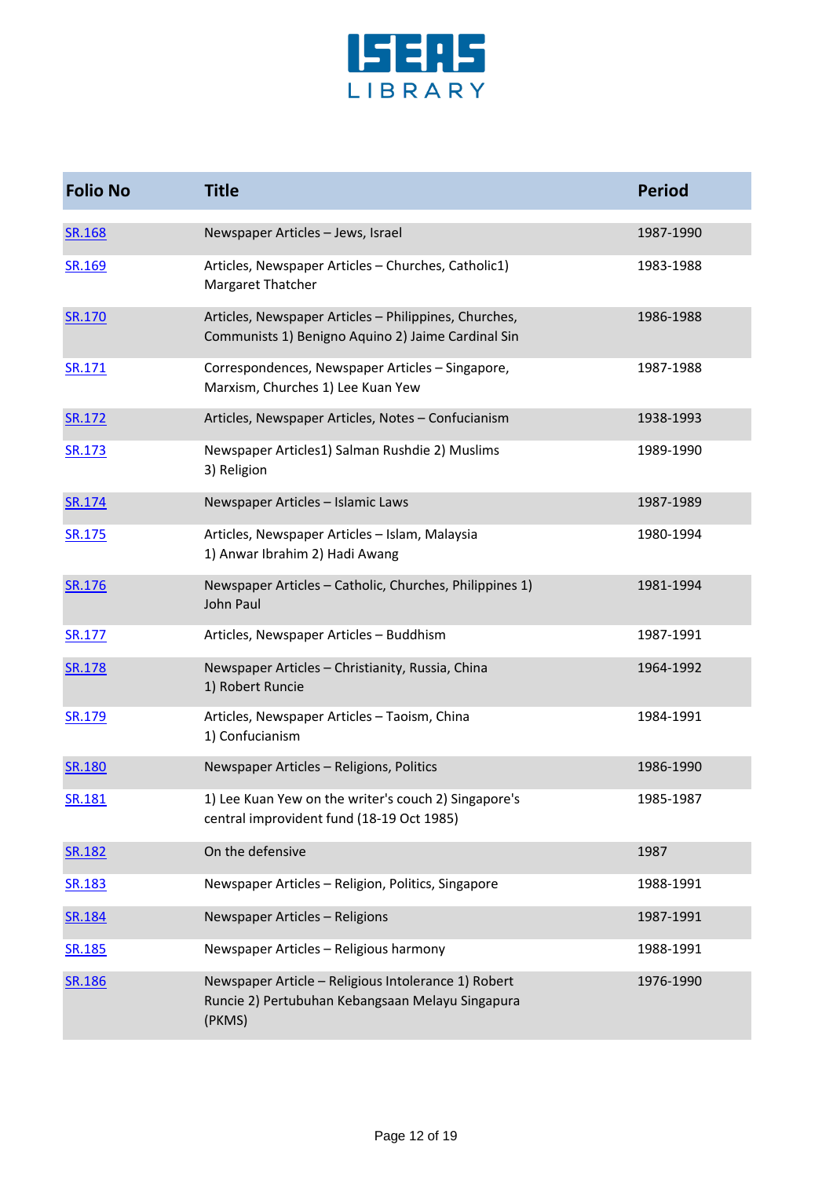| Folio No | Title | Period |
|---|---|---|
| SR.168 | Newspaper Articles – Jews, Israel | 1987-1990 |
| SR.169 | Articles, Newspaper Articles – Churches, Catholic1) Margaret Thatcher | 1983-1988 |
| SR.170 | Articles, Newspaper Articles – Philippines, Churches, Communists 1) Benigno Aquino 2) Jaime Cardinal Sin | 1986-1988 |
| SR.171 | Correspondences, Newspaper Articles – Singapore, Marxism, Churches 1) Lee Kuan Yew | 1987-1988 |
| SR.172 | Articles, Newspaper Articles, Notes – Confucianism | 1938-1993 |
| SR.173 | Newspaper Articles1) Salman Rushdie 2) Muslims 3) Religion | 1989-1990 |
| SR.174 | Newspaper Articles – Islamic Laws | 1987-1989 |
| SR.175 | Articles, Newspaper Articles – Islam, Malaysia 1) Anwar Ibrahim 2) Hadi Awang | 1980-1994 |
| SR.176 | Newspaper Articles – Catholic, Churches, Philippines 1) John Paul | 1981-1994 |
| SR.177 | Articles, Newspaper Articles – Buddhism | 1987-1991 |
| SR.178 | Newspaper Articles – Christianity, Russia, China 1) Robert Runcie | 1964-1992 |
| SR.179 | Articles, Newspaper Articles – Taoism, China 1) Confucianism | 1984-1991 |
| SR.180 | Newspaper Articles – Religions, Politics | 1986-1990 |
| SR.181 | 1) Lee Kuan Yew on the writer's couch 2) Singapore's central improvident fund (18-19 Oct 1985) | 1985-1987 |
| SR.182 | On the defensive | 1987 |
| SR.183 | Newspaper Articles – Religion, Politics, Singapore | 1988-1991 |
| SR.184 | Newspaper Articles – Religions | 1987-1991 |
| SR.185 | Newspaper Articles – Religious harmony | 1988-1991 |
| SR.186 | Newspaper Article – Religious Intolerance 1) Robert Runcie 2) Pertubuhan Kebangsaan Melayu Singapura (PKMS) | 1976-1990 |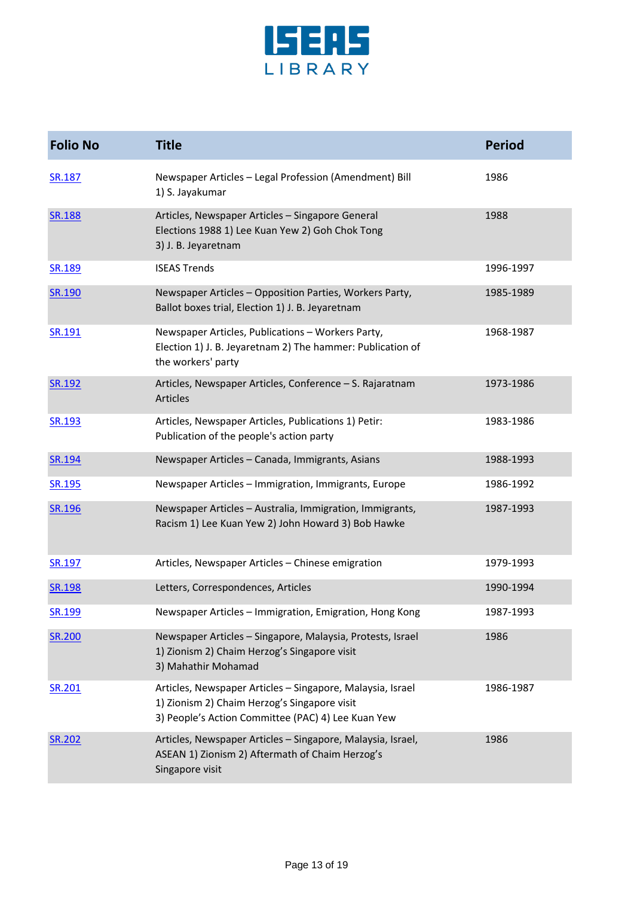| Folio No | Title | Period |
|---|---|---|
| SR.187 | Newspaper Articles – Legal Profession (Amendment) Bill 1) S. Jayakumar | 1986 |
| SR.188 | Articles, Newspaper Articles – Singapore General Elections 1988 1) Lee Kuan Yew 2) Goh Chok Tong 3) J. B. Jeyaretnam | 1988 |
| SR.189 | ISEAS Trends | 1996-1997 |
| SR.190 | Newspaper Articles – Opposition Parties, Workers Party, Ballot boxes trial, Election 1) J. B. Jeyaretnam | 1985-1989 |
| SR.191 | Newspaper Articles, Publications – Workers Party, Election 1) J. B. Jeyaretnam 2) The hammer: Publication of the workers' party | 1968-1987 |
| SR.192 | Articles, Newspaper Articles, Conference – S. Rajaratnam Articles | 1973-1986 |
| SR.193 | Articles, Newspaper Articles, Publications 1) Petir: Publication of the people's action party | 1983-1986 |
| SR.194 | Newspaper Articles – Canada, Immigrants, Asians | 1988-1993 |
| SR.195 | Newspaper Articles – Immigration, Immigrants, Europe | 1986-1992 |
| SR.196 | Newspaper Articles – Australia, Immigration, Immigrants, Racism 1) Lee Kuan Yew 2) John Howard 3) Bob Hawke | 1987-1993 |
| SR.197 | Articles, Newspaper Articles – Chinese emigration | 1979-1993 |
| SR.198 | Letters, Correspondences, Articles | 1990-1994 |
| SR.199 | Newspaper Articles – Immigration, Emigration, Hong Kong | 1987-1993 |
| SR.200 | Newspaper Articles – Singapore, Malaysia, Protests, Israel 1) Zionism 2) Chaim Herzog's Singapore visit 3) Mahathir Mohamad | 1986 |
| SR.201 | Articles, Newspaper Articles – Singapore, Malaysia, Israel 1) Zionism 2) Chaim Herzog's Singapore visit 3) People's Action Committee (PAC) 4) Lee Kuan Yew | 1986-1987 |
| SR.202 | Articles, Newspaper Articles – Singapore, Malaysia, Israel, ASEAN 1) Zionism 2) Aftermath of Chaim Herzog's Singapore visit | 1986 |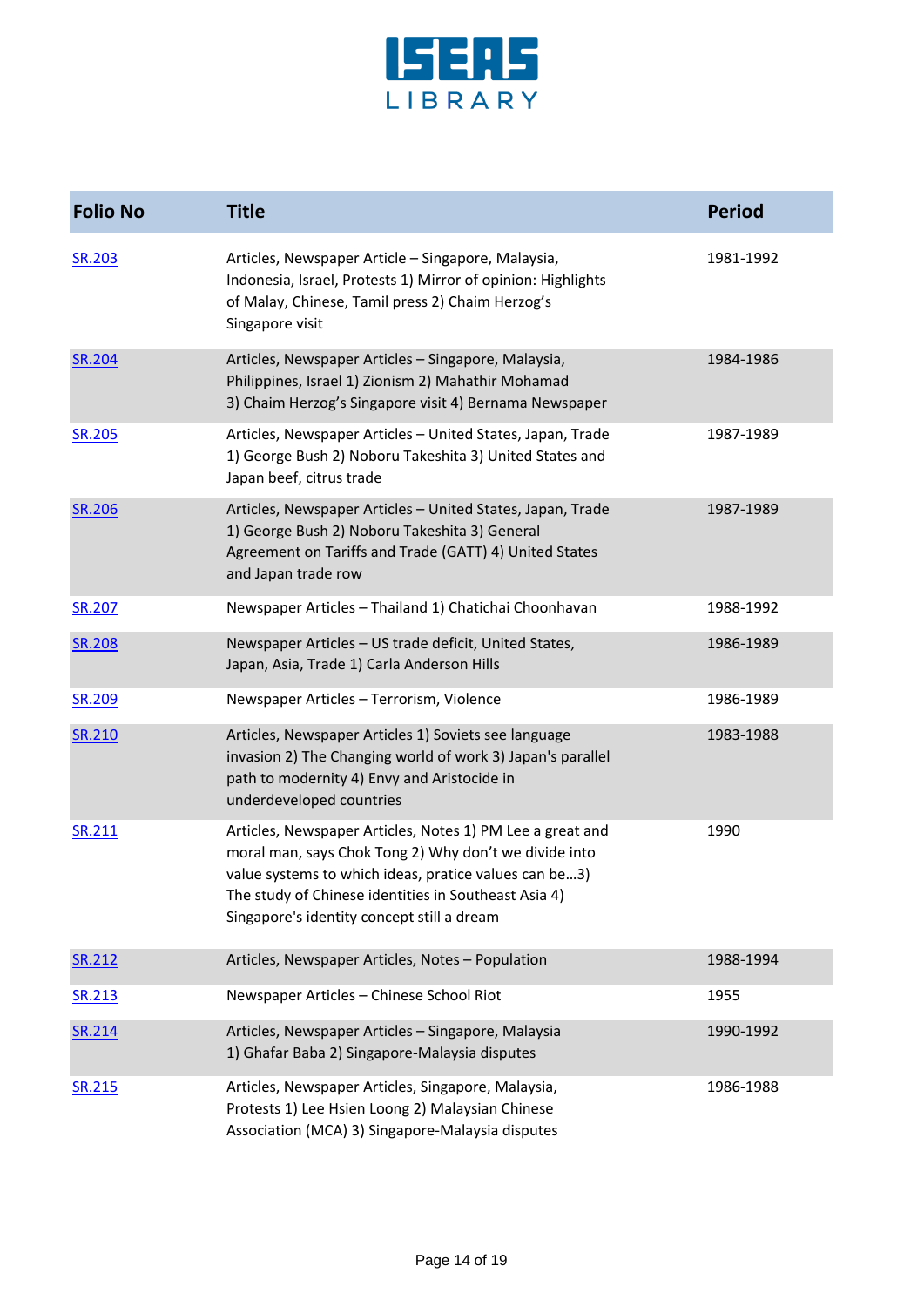| Folio No | Title | Period |
|---|---|---|
| SR.203 | Articles, Newspaper Article – Singapore, Malaysia, Indonesia, Israel, Protests 1) Mirror of opinion: Highlights of Malay, Chinese, Tamil press 2) Chaim Herzog's Singapore visit | 1981-1992 |
| SR.204 | Articles, Newspaper Articles – Singapore, Malaysia, Philippines, Israel 1) Zionism 2) Mahathir Mohamad 3) Chaim Herzog's Singapore visit 4) Bernama Newspaper | 1984-1986 |
| SR.205 | Articles, Newspaper Articles – United States, Japan, Trade 1) George Bush 2) Noboru Takeshita 3) United States and Japan beef, citrus trade | 1987-1989 |
| SR.206 | Articles, Newspaper Articles – United States, Japan, Trade 1) George Bush 2) Noboru Takeshita 3) General Agreement on Tariffs and Trade (GATT) 4) United States and Japan trade row | 1987-1989 |
| SR.207 | Newspaper Articles – Thailand 1) Chatichai Choonhavan | 1988-1992 |
| SR.208 | Newspaper Articles – US trade deficit, United States, Japan, Asia, Trade 1) Carla Anderson Hills | 1986-1989 |
| SR.209 | Newspaper Articles – Terrorism, Violence | 1986-1989 |
| SR.210 | Articles, Newspaper Articles 1) Soviets see language invasion 2) The Changing world of work 3) Japan's parallel path to modernity 4) Envy and Aristocide in underdeveloped countries | 1983-1988 |
| SR.211 | Articles, Newspaper Articles, Notes 1) PM Lee a great and moral man, says Chok Tong 2) Why don't we divide into value systems to which ideas, pratice values can be…3) The study of Chinese identities in Southeast Asia 4) Singapore's identity concept still a dream | 1990 |
| SR.212 | Articles, Newspaper Articles, Notes – Population | 1988-1994 |
| SR.213 | Newspaper Articles – Chinese School Riot | 1955 |
| SR.214 | Articles, Newspaper Articles – Singapore, Malaysia 1) Ghafar Baba 2) Singapore-Malaysia disputes | 1990-1992 |
| SR.215 | Articles, Newspaper Articles, Singapore, Malaysia, Protests 1) Lee Hsien Loong 2) Malaysian Chinese Association (MCA) 3) Singapore-Malaysia disputes | 1986-1988 |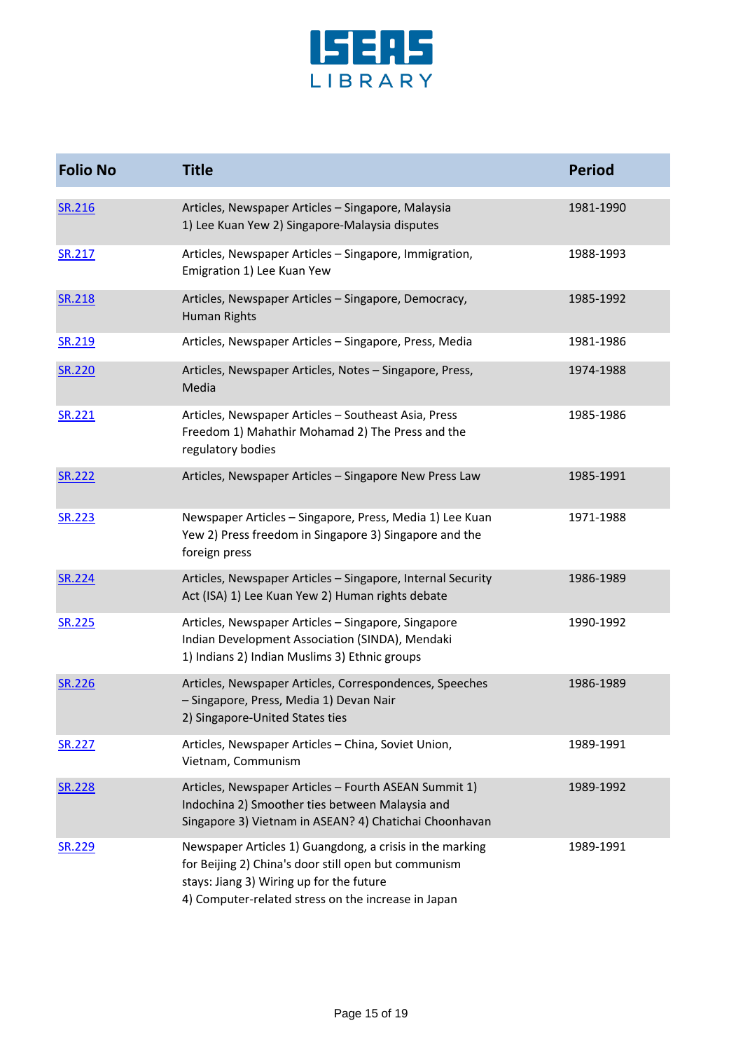| Folio No | Title | Period |
|---|---|---|
| SR.216 | Articles, Newspaper Articles – Singapore, Malaysia 1) Lee Kuan Yew 2) Singapore-Malaysia disputes | 1981-1990 |
| SR.217 | Articles, Newspaper Articles – Singapore, Immigration, Emigration 1) Lee Kuan Yew | 1988-1993 |
| SR.218 | Articles, Newspaper Articles – Singapore, Democracy, Human Rights | 1985-1992 |
| SR.219 | Articles, Newspaper Articles – Singapore, Press, Media | 1981-1986 |
| SR.220 | Articles, Newspaper Articles, Notes – Singapore, Press, Media | 1974-1988 |
| SR.221 | Articles, Newspaper Articles – Southeast Asia, Press Freedom 1) Mahathir Mohamad 2) The Press and the regulatory bodies | 1985-1986 |
| SR.222 | Articles, Newspaper Articles – Singapore New Press Law | 1985-1991 |
| SR.223 | Newspaper Articles – Singapore, Press, Media 1) Lee Kuan Yew 2) Press freedom in Singapore 3) Singapore and the foreign press | 1971-1988 |
| SR.224 | Articles, Newspaper Articles – Singapore, Internal Security Act (ISA) 1) Lee Kuan Yew 2) Human rights debate | 1986-1989 |
| SR.225 | Articles, Newspaper Articles – Singapore, Singapore Indian Development Association (SINDA), Mendaki 1) Indians 2) Indian Muslims 3) Ethnic groups | 1990-1992 |
| SR.226 | Articles, Newspaper Articles, Correspondences, Speeches – Singapore, Press, Media 1) Devan Nair 2) Singapore-United States ties | 1986-1989 |
| SR.227 | Articles, Newspaper Articles – China, Soviet Union, Vietnam, Communism | 1989-1991 |
| SR.228 | Articles, Newspaper Articles – Fourth ASEAN Summit 1) Indochina 2) Smoother ties between Malaysia and Singapore 3) Vietnam in ASEAN? 4) Chatichai Choonhavan | 1989-1992 |
| SR.229 | Newspaper Articles 1) Guangdong, a crisis in the marking for Beijing 2) China's door still open but communism stays: Jiang 3) Wiring up for the future 4) Computer-related stress on the increase in Japan | 1989-1991 |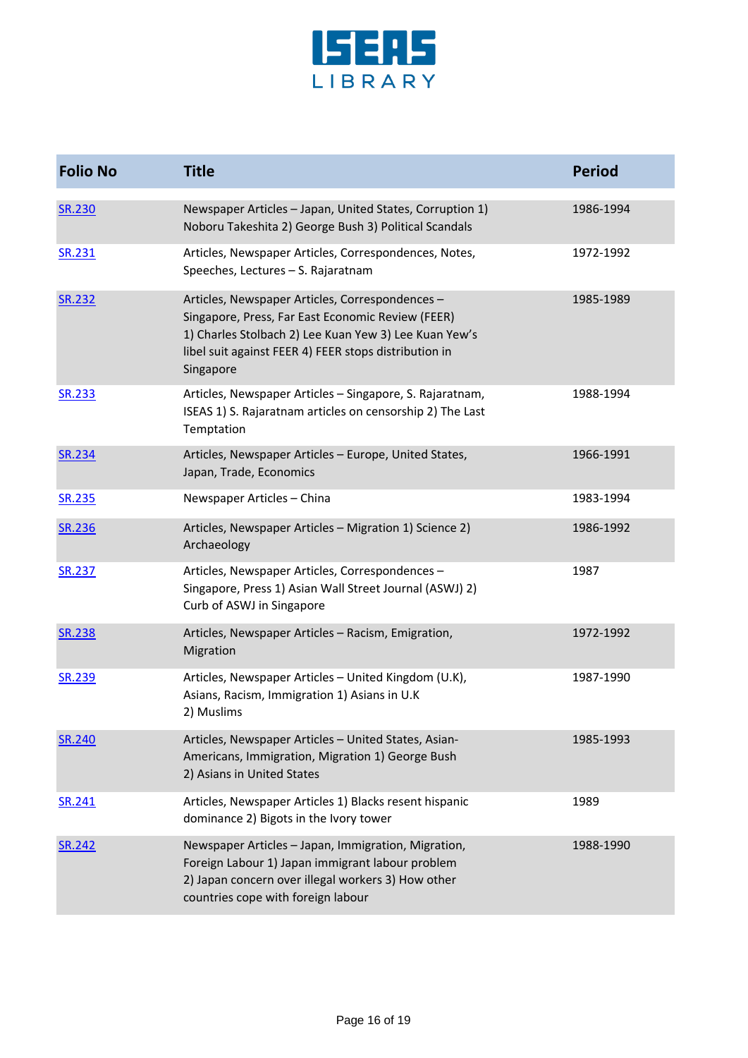| Folio No | Title | Period |
|---|---|---|
| SR.230 | Newspaper Articles – Japan, United States, Corruption 1) Noboru Takeshita 2) George Bush 3) Political Scandals | 1986-1994 |
| SR.231 | Articles, Newspaper Articles, Correspondences, Notes, Speeches, Lectures – S. Rajaratnam | 1972-1992 |
| SR.232 | Articles, Newspaper Articles, Correspondences – Singapore, Press, Far East Economic Review (FEER) 1) Charles Stolbach 2) Lee Kuan Yew 3) Lee Kuan Yew's libel suit against FEER 4) FEER stops distribution in Singapore | 1985-1989 |
| SR.233 | Articles, Newspaper Articles – Singapore, S. Rajaratnam, ISEAS 1) S. Rajaratnam articles on censorship 2) The Last Temptation | 1988-1994 |
| SR.234 | Articles, Newspaper Articles – Europe, United States, Japan, Trade, Economics | 1966-1991 |
| SR.235 | Newspaper Articles – China | 1983-1994 |
| SR.236 | Articles, Newspaper Articles – Migration 1) Science 2) Archaeology | 1986-1992 |
| SR.237 | Articles, Newspaper Articles, Correspondences – Singapore, Press 1) Asian Wall Street Journal (ASWJ) 2) Curb of ASWJ in Singapore | 1987 |
| SR.238 | Articles, Newspaper Articles – Racism, Emigration, Migration | 1972-1992 |
| SR.239 | Articles, Newspaper Articles – United Kingdom (U.K), Asians, Racism, Immigration 1) Asians in U.K 2) Muslims | 1987-1990 |
| SR.240 | Articles, Newspaper Articles – United States, Asian-Americans, Immigration, Migration 1) George Bush 2) Asians in United States | 1985-1993 |
| SR.241 | Articles, Newspaper Articles 1) Blacks resent hispanic dominance 2) Bigots in the Ivory tower | 1989 |
| SR.242 | Newspaper Articles – Japan, Immigration, Migration, Foreign Labour 1) Japan immigrant labour problem 2) Japan concern over illegal workers 3) How other countries cope with foreign labour | 1988-1990 |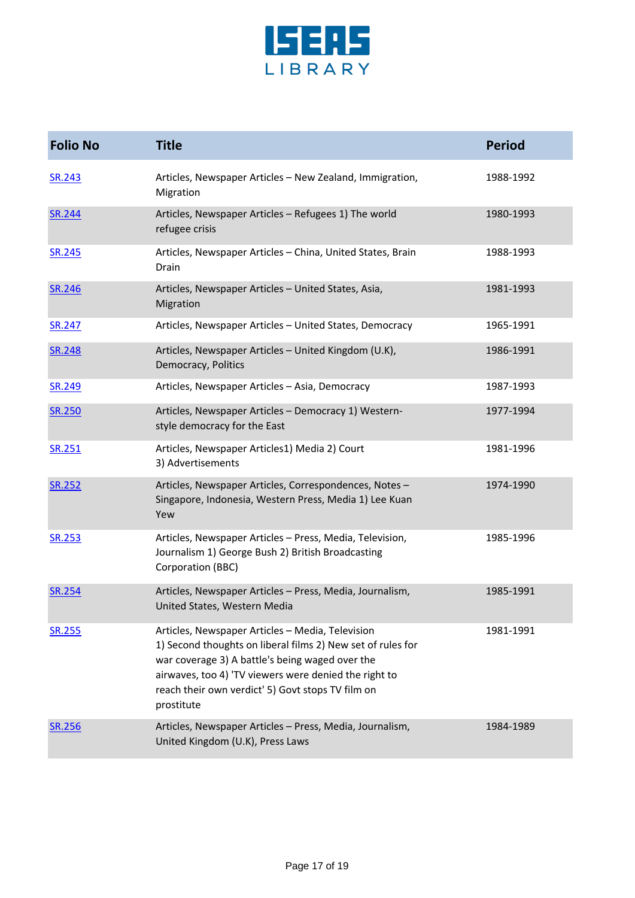| Folio No | Title | Period |
|---|---|---|
| SR.243 | Articles, Newspaper Articles – New Zealand, Immigration, Migration | 1988-1992 |
| SR.244 | Articles, Newspaper Articles – Refugees 1) The world refugee crisis | 1980-1993 |
| SR.245 | Articles, Newspaper Articles – China, United States, Brain Drain | 1988-1993 |
| SR.246 | Articles, Newspaper Articles – United States, Asia, Migration | 1981-1993 |
| SR.247 | Articles, Newspaper Articles – United States, Democracy | 1965-1991 |
| SR.248 | Articles, Newspaper Articles – United Kingdom (U.K), Democracy, Politics | 1986-1991 |
| SR.249 | Articles, Newspaper Articles – Asia, Democracy | 1987-1993 |
| SR.250 | Articles, Newspaper Articles – Democracy 1) Western-style democracy for the East | 1977-1994 |
| SR.251 | Articles, Newspaper Articles1) Media 2) Court 3) Advertisements | 1981-1996 |
| SR.252 | Articles, Newspaper Articles, Correspondences, Notes – Singapore, Indonesia, Western Press, Media 1) Lee Kuan Yew | 1974-1990 |
| SR.253 | Articles, Newspaper Articles – Press, Media, Television, Journalism 1) George Bush 2) British Broadcasting Corporation (BBC) | 1985-1996 |
| SR.254 | Articles, Newspaper Articles – Press, Media, Journalism, United States, Western Media | 1985-1991 |
| SR.255 | Articles, Newspaper Articles – Media, Television 1) Second thoughts on liberal films 2) New set of rules for war coverage 3) A battle's being waged over the airwaves, too 4) 'TV viewers were denied the right to reach their own verdict' 5) Govt stops TV film on prostitute | 1981-1991 |
| SR.256 | Articles, Newspaper Articles – Press, Media, Journalism, United Kingdom (U.K), Press Laws | 1984-1989 |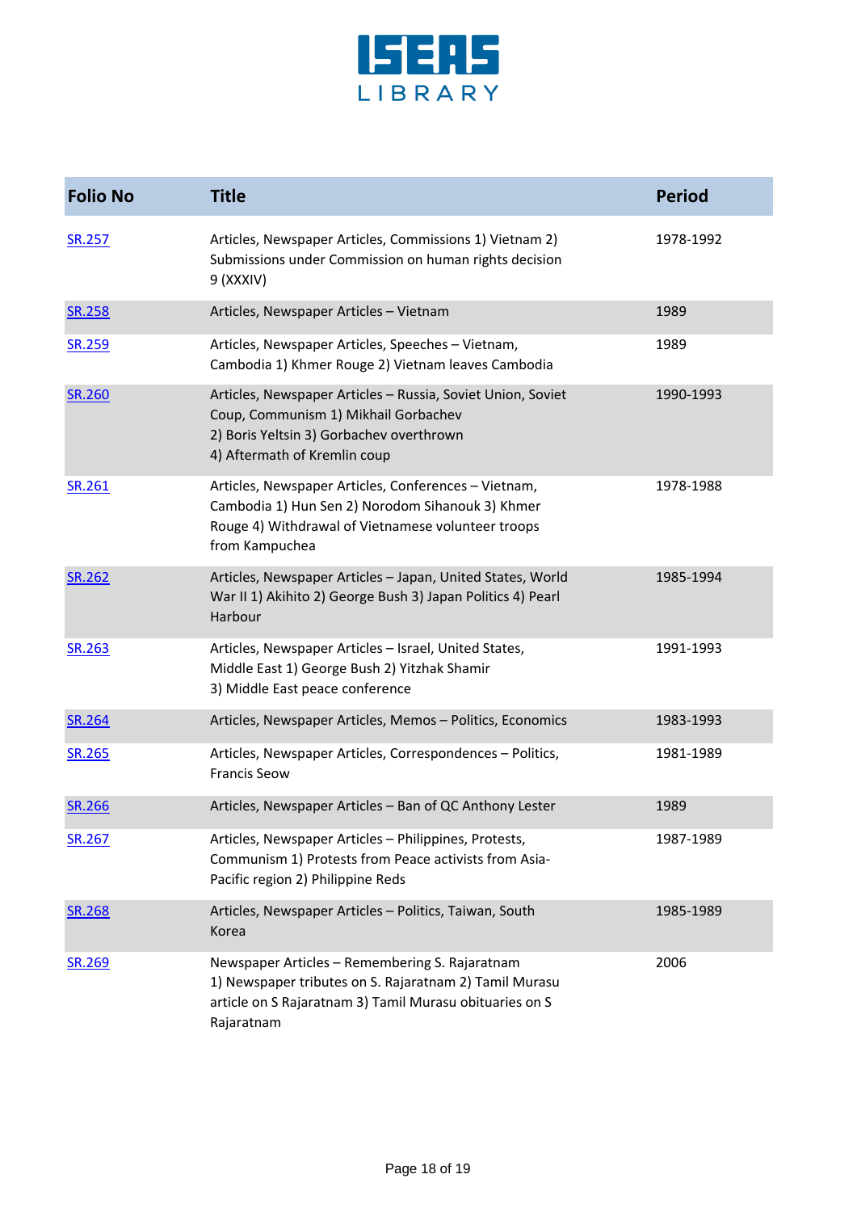| Folio No | Title | Period |
|---|---|---|
| SR.257 | Articles, Newspaper Articles, Commissions 1) Vietnam 2) Submissions under Commission on human rights decision 9 (XXXIV) | 1978-1992 |
| SR.258 | Articles, Newspaper Articles – Vietnam | 1989 |
| SR.259 | Articles, Newspaper Articles, Speeches – Vietnam, Cambodia 1) Khmer Rouge 2) Vietnam leaves Cambodia | 1989 |
| SR.260 | Articles, Newspaper Articles – Russia, Soviet Union, Soviet Coup, Communism 1) Mikhail Gorbachev 2) Boris Yeltsin 3) Gorbachev overthrown 4) Aftermath of Kremlin coup | 1990-1993 |
| SR.261 | Articles, Newspaper Articles, Conferences – Vietnam, Cambodia 1) Hun Sen 2) Norodom Sihanouk 3) Khmer Rouge 4) Withdrawal of Vietnamese volunteer troops from Kampuchea | 1978-1988 |
| SR.262 | Articles, Newspaper Articles – Japan, United States, World War II 1) Akihito 2) George Bush 3) Japan Politics 4) Pearl Harbour | 1985-1994 |
| SR.263 | Articles, Newspaper Articles – Israel, United States, Middle East 1) George Bush 2) Yitzhak Shamir 3) Middle East peace conference | 1991-1993 |
| SR.264 | Articles, Newspaper Articles, Memos – Politics, Economics | 1983-1993 |
| SR.265 | Articles, Newspaper Articles, Correspondences – Politics, Francis Seow | 1981-1989 |
| SR.266 | Articles, Newspaper Articles – Ban of QC Anthony Lester | 1989 |
| SR.267 | Articles, Newspaper Articles – Philippines, Protests, Communism 1) Protests from Peace activists from Asia-Pacific region 2) Philippine Reds | 1987-1989 |
| SR.268 | Articles, Newspaper Articles – Politics, Taiwan, South Korea | 1985-1989 |
| SR.269 | Newspaper Articles – Remembering S. Rajaratnam 1) Newspaper tributes on S. Rajaratnam 2) Tamil Murasu article on S Rajaratnam 3) Tamil Murasu obituaries on S Rajaratnam | 2006 |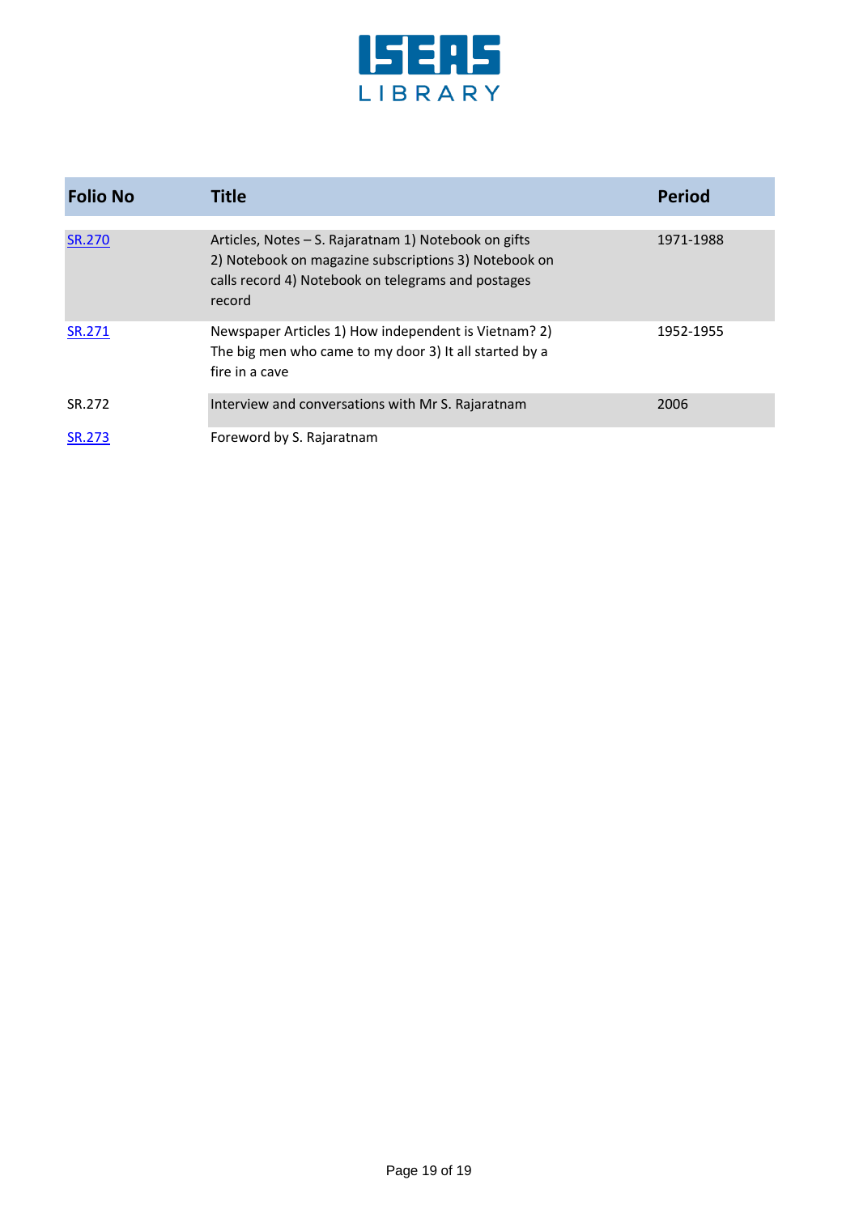| Folio No | Title | Period |
|---|---|---|
| SR.270 | Articles, Notes – S. Rajaratnam 1) Notebook on gifts 2) Notebook on magazine subscriptions 3) Notebook on calls record 4) Notebook on telegrams and postages record | 1971-1988 |
| SR.271 | Newspaper Articles 1) How independent is Vietnam? 2) The big men who came to my door 3) It all started by a fire in a cave | 1952-1955 |
| SR.272 | Interview and conversations with Mr S. Rajaratnam | 2006 |
| SR.273 | Foreword by S. Rajaratnam | |